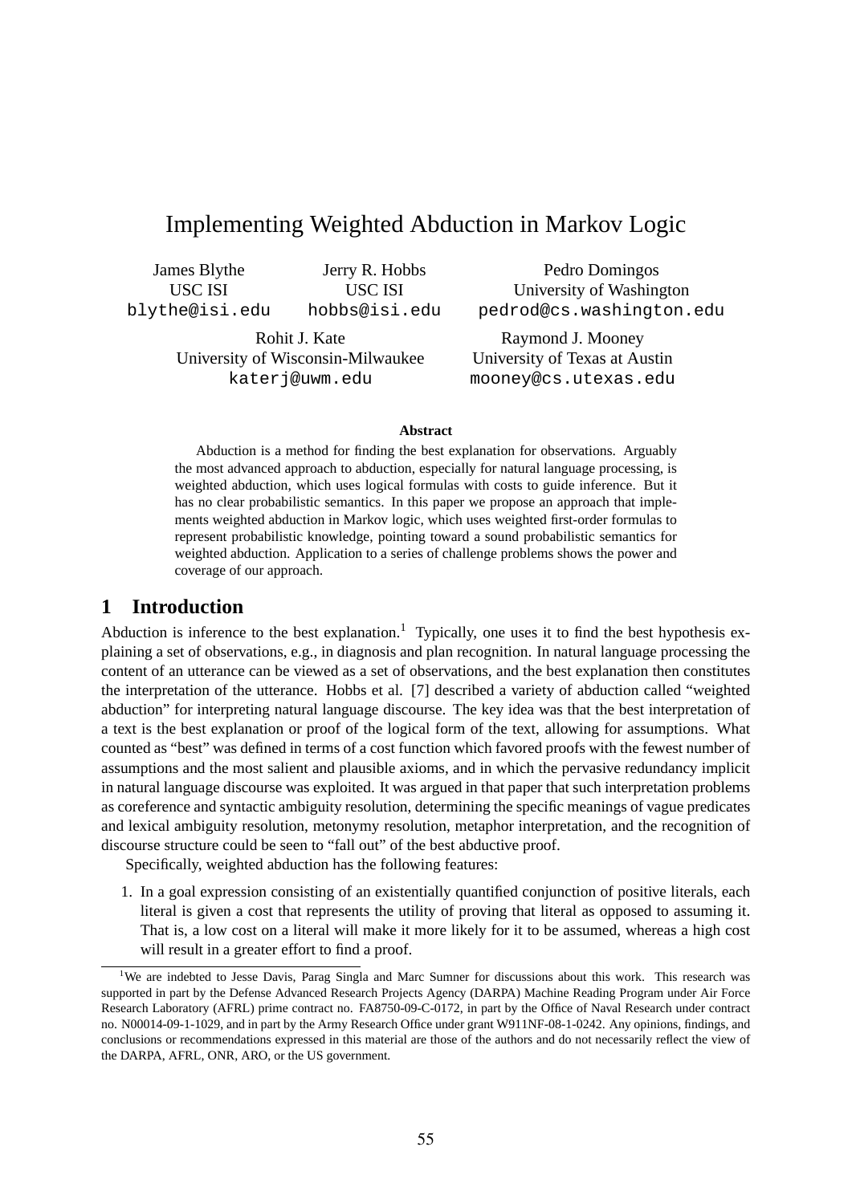# Implementing Weighted Abduction in Markov Logic

James Blythe
USC ISI
blythe@isi.edu

Jerry R. Hobbs
USC ISI
hobbs@isi.edu

Pedro Domingos
University of Washington
pedrod@cs.washington.edu

Rohit J. Kate
University of Wisconsin-Milwaukee
katerj@uwm.edu

Raymond J. Mooney
University of Texas at Austin
mooney@cs.utexas.edu

### Abstract

Abduction is a method for finding the best explanation for observations. Arguably the most advanced approach to abduction, especially for natural language processing, is weighted abduction, which uses logical formulas with costs to guide inference. But it has no clear probabilistic semantics. In this paper we propose an approach that implements weighted abduction in Markov logic, which uses weighted first-order formulas to represent probabilistic knowledge, pointing toward a sound probabilistic semantics for weighted abduction. Application to a series of challenge problems shows the power and coverage of our approach.

## 1 Introduction

Abduction is inference to the best explanation.[1] Typically, one uses it to find the best hypothesis explaining a set of observations, e.g., in diagnosis and plan recognition. In natural language processing the content of an utterance can be viewed as a set of observations, and the best explanation then constitutes the interpretation of the utterance. Hobbs et al. [7] described a variety of abduction called "weighted abduction" for interpreting natural language discourse. The key idea was that the best interpretation of a text is the best explanation or proof of the logical form of the text, allowing for assumptions. What counted as "best" was defined in terms of a cost function which favored proofs with the fewest number of assumptions and the most salient and plausible axioms, and in which the pervasive redundancy implicit in natural language discourse was exploited. It was argued in that paper that such interpretation problems as coreference and syntactic ambiguity resolution, determining the specific meanings of vague predicates and lexical ambiguity resolution, metonymy resolution, metaphor interpretation, and the recognition of discourse structure could be seen to "fall out" of the best abductive proof.

Specifically, weighted abduction has the following features:

1. In a goal expression consisting of an existentially quantified conjunction of positive literals, each literal is given a cost that represents the utility of proving that literal as opposed to assuming it. That is, a low cost on a literal will make it more likely for it to be assumed, whereas a high cost will result in a greater effort to find a proof.

[1] We are indebted to Jesse Davis, Parag Singla and Marc Sumner for discussions about this work. This research was supported in part by the Defense Advanced Research Projects Agency (DARPA) Machine Reading Program under Air Force Research Laboratory (AFRL) prime contract no. FA8750-09-C-0172, in part by the Office of Naval Research under contract no. N00014-09-1-1029, and in part by the Army Research Office under grant W911NF-08-1-0242. Any opinions, findings, and conclusions or recommendations expressed in this material are those of the authors and do not necessarily reflect the view of the DARPA, AFRL, ONR, ARO, or the US government.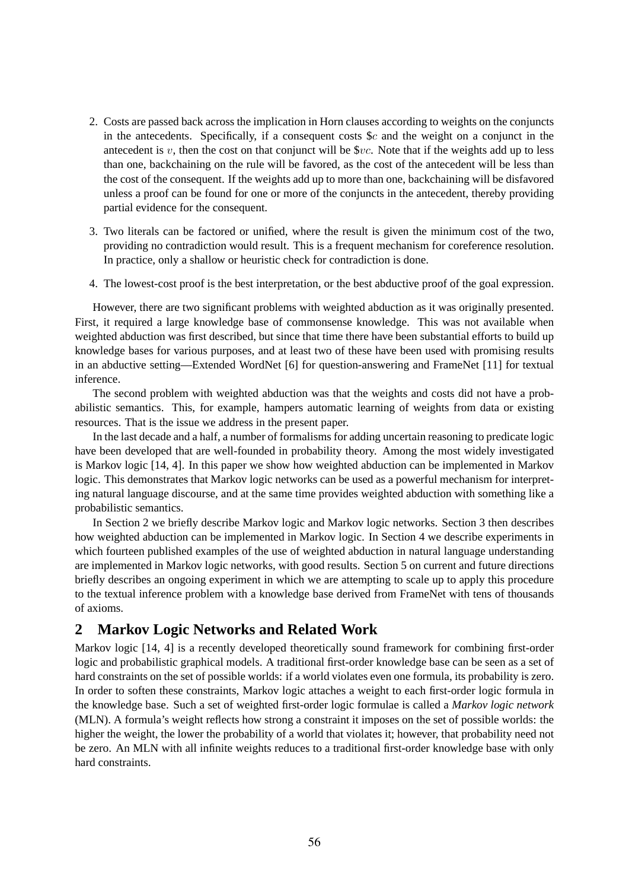2. Costs are passed back across the implication in Horn clauses according to weights on the conjuncts in the antecedents. Specifically, if a consequent costs $\$c$ and the weight on a conjunct in the antecedent is $v$, then the cost on that conjunct will be $\$vc$. Note that if the weights add up to less than one, backchaining on the rule will be favored, as the cost of the antecedent will be less than the cost of the consequent. If the weights add up to more than one, backchaining will be disfavored unless a proof can be found for one or more of the conjuncts in the antecedent, thereby providing partial evidence for the consequent.

3. Two literals can be factored or unified, where the result is given the minimum cost of the two, providing no contradiction would result. This is a frequent mechanism for coreference resolution. In practice, only a shallow or heuristic check for contradiction is done.

4. The lowest-cost proof is the best interpretation, or the best abductive proof of the goal expression.

However, there are two significant problems with weighted abduction as it was originally presented. First, it required a large knowledge base of commonsense knowledge. This was not available when weighted abduction was first described, but since that time there have been substantial efforts to build up knowledge bases for various purposes, and at least two of these have been used with promising results in an abductive setting—Extended WordNet [6] for question-answering and FrameNet [11] for textual inference.

The second problem with weighted abduction was that the weights and costs did not have a probabilistic semantics. This, for example, hampers automatic learning of weights from data or existing resources. That is the issue we address in the present paper.

In the last decade and a half, a number of formalisms for adding uncertain reasoning to predicate logic have been developed that are well-founded in probability theory. Among the most widely investigated is Markov logic [14, 4]. In this paper we show how weighted abduction can be implemented in Markov logic. This demonstrates that Markov logic networks can be used as a powerful mechanism for interpreting natural language discourse, and at the same time provides weighted abduction with something like a probabilistic semantics.

In Section 2 we briefly describe Markov logic and Markov logic networks. Section 3 then describes how weighted abduction can be implemented in Markov logic. In Section 4 we describe experiments in which fourteen published examples of the use of weighted abduction in natural language understanding are implemented in Markov logic networks, with good results. Section 5 on current and future directions briefly describes an ongoing experiment in which we are attempting to scale up to apply this procedure to the textual inference problem with a knowledge base derived from FrameNet with tens of thousands of axioms.

## 2 Markov Logic Networks and Related Work

Markov logic [14, 4] is a recently developed theoretically sound framework for combining first-order logic and probabilistic graphical models. A traditional first-order knowledge base can be seen as a set of hard constraints on the set of possible worlds: if a world violates even one formula, its probability is zero. In order to soften these constraints, Markov logic attaches a weight to each first-order logic formula in the knowledge base. Such a set of weighted first-order logic formulae is called a *Markov logic network* (MLN). A formula's weight reflects how strong a constraint it imposes on the set of possible worlds: the higher the weight, the lower the probability of a world that violates it; however, that probability need not be zero. An MLN with all infinite weights reduces to a traditional first-order knowledge base with only hard constraints.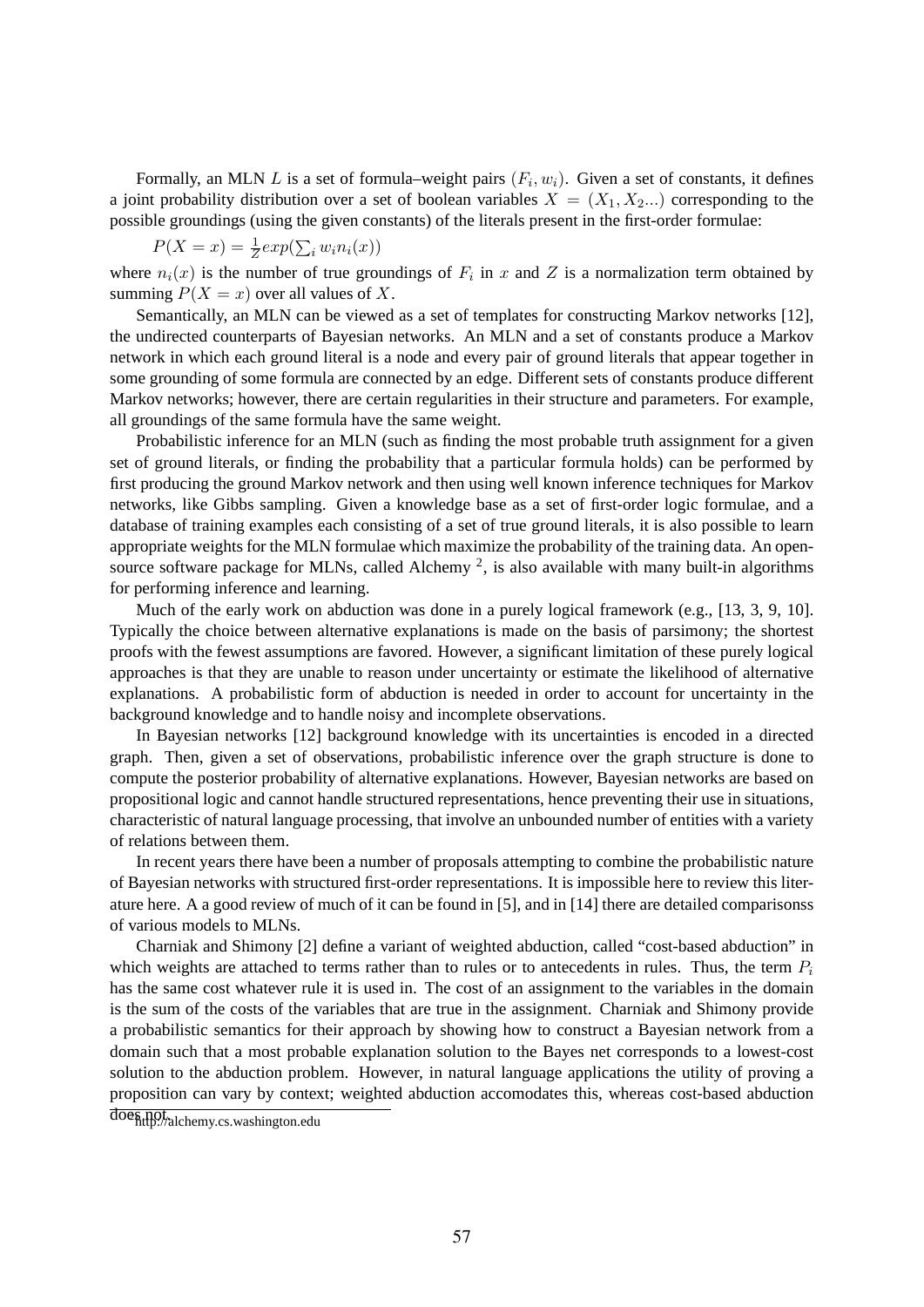Formally, an MLN $L$ is a set of formula–weight pairs $(F_i, w_i)$. Given a set of constants, it defines a joint probability distribution over a set of boolean variables $X = (X_1, X_2...)$ corresponding to the possible groundings (using the given constants) of the literals present in the first-order formulae:

$$P(X = x) = \frac{1}{Z} exp(\sum_i w_i n_i(x))$$

where $n_i(x)$ is the number of true groundings of $F_i$ in $x$ and $Z$ is a normalization term obtained by summing $P(X = x)$ over all values of $X$.

Semantically, an MLN can be viewed as a set of templates for constructing Markov networks [12], the undirected counterparts of Bayesian networks. An MLN and a set of constants produce a Markov network in which each ground literal is a node and every pair of ground literals that appear together in some grounding of some formula are connected by an edge. Different sets of constants produce different Markov networks; however, there are certain regularities in their structure and parameters. For example, all groundings of the same formula have the same weight.

Probabilistic inference for an MLN (such as finding the most probable truth assignment for a given set of ground literals, or finding the probability that a particular formula holds) can be performed by first producing the ground Markov network and then using well known inference techniques for Markov networks, like Gibbs sampling. Given a knowledge base as a set of first-order logic formulae, and a database of training examples each consisting of a set of true ground literals, it is also possible to learn appropriate weights for the MLN formulae which maximize the probability of the training data. An open-source software package for MLNs, called Alchemy [2], is also available with many built-in algorithms for performing inference and learning.

Much of the early work on abduction was done in a purely logical framework (e.g., [13, 3, 9, 10]. Typically the choice between alternative explanations is made on the basis of parsimony; the shortest proofs with the fewest assumptions are favored. However, a significant limitation of these purely logical approaches is that they are unable to reason under uncertainty or estimate the likelihood of alternative explanations. A probabilistic form of abduction is needed in order to account for uncertainty in the background knowledge and to handle noisy and incomplete observations.

In Bayesian networks [12] background knowledge with its uncertainties is encoded in a directed graph. Then, given a set of observations, probabilistic inference over the graph structure is done to compute the posterior probability of alternative explanations. However, Bayesian networks are based on propositional logic and cannot handle structured representations, hence preventing their use in situations, characteristic of natural language processing, that involve an unbounded number of entities with a variety of relations between them.

In recent years there have been a number of proposals attempting to combine the probabilistic nature of Bayesian networks with structured first-order representations. It is impossible here to review this literature here. A a good review of much of it can be found in [5], and in [14] there are detailed comparisonss of various models to MLNs.

Charniak and Shimony [2] define a variant of weighted abduction, called "cost-based abduction" in which weights are attached to terms rather than to rules or to antecedents in rules. Thus, the term $P_i$ has the same cost whatever rule it is used in. The cost of an assignment to the variables in the domain is the sum of the costs of the variables that are true in the assignment. Charniak and Shimony provide a probabilistic semantics for their approach by showing how to construct a Bayesian network from a domain such that a most probable explanation solution to the Bayes net corresponds to a lowest-cost solution to the abduction problem. However, in natural language applications the utility of proving a proposition can vary by context; weighted abduction accomodates this, whereas cost-based abduction does not.

---

[2] http://alchemy.cs.washington.edu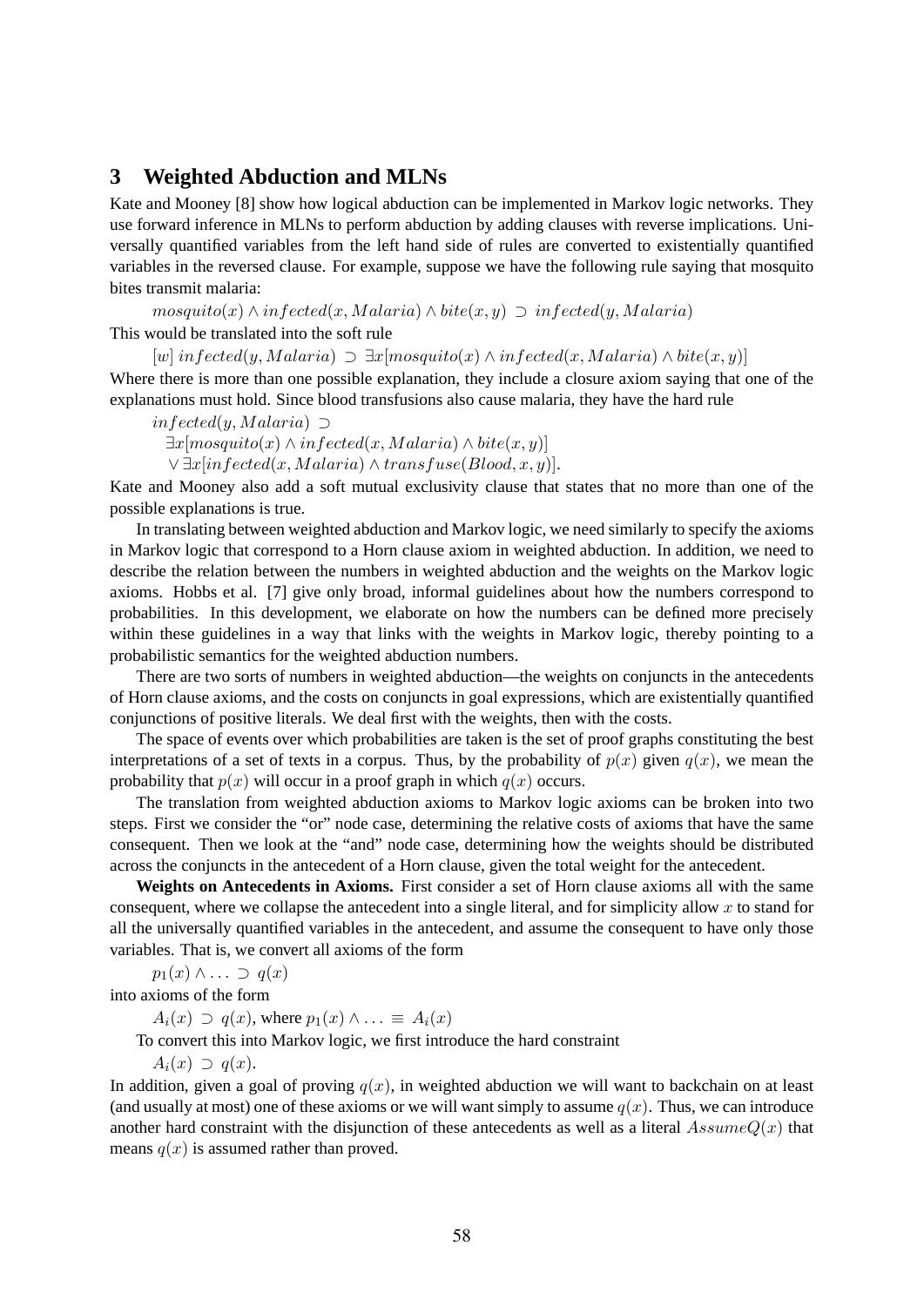## 3 Weighted Abduction and MLNs

Kate and Mooney [8] show how logical abduction can be implemented in Markov logic networks. They use forward inference in MLNs to perform abduction by adding clauses with reverse implications. Universally quantified variables from the left hand side of rules are converted to existentially quantified variables in the reversed clause. For example, suppose we have the following rule saying that mosquito bites transmit malaria:

$$mosquito(x) \wedge infected(x, Malaria) \wedge bite(x, y) \supset infected(y, Malaria)$$

This would be translated into the soft rule

$$[w]\ infected(y, Malaria) \supset \exists x[mosquito(x) \wedge infected(x, Malaria) \wedge bite(x, y)]$$

Where there is more than one possible explanation, they include a closure axiom saying that one of the explanations must hold. Since blood transfusions also cause malaria, they have the hard rule

$$\begin{aligned} &infected(y, Malaria) \supset \\ &\quad \exists x[mosquito(x) \wedge infected(x, Malaria) \wedge bite(x, y)] \\ &\quad \vee \exists x[infected(x, Malaria) \wedge transfuse(Blood, x, y)]. \end{aligned}$$

Kate and Mooney also add a soft mutual exclusivity clause that states that no more than one of the possible explanations is true.

In translating between weighted abduction and Markov logic, we need similarly to specify the axioms in Markov logic that correspond to a Horn clause axiom in weighted abduction. In addition, we need to describe the relation between the numbers in weighted abduction and the weights on the Markov logic axioms. Hobbs et al. [7] give only broad, informal guidelines about how the numbers correspond to probabilities. In this development, we elaborate on how the numbers can be defined more precisely within these guidelines in a way that links with the weights in Markov logic, thereby pointing to a probabilistic semantics for the weighted abduction numbers.

There are two sorts of numbers in weighted abduction—the weights on conjuncts in the antecedents of Horn clause axioms, and the costs on conjuncts in goal expressions, which are existentially quantified conjunctions of positive literals. We deal first with the weights, then with the costs.

The space of events over which probabilities are taken is the set of proof graphs constituting the best interpretations of a set of texts in a corpus. Thus, by the probability of $p(x)$ given $q(x)$, we mean the probability that $p(x)$ will occur in a proof graph in which $q(x)$ occurs.

The translation from weighted abduction axioms to Markov logic axioms can be broken into two steps. First we consider the "or" node case, determining the relative costs of axioms that have the same consequent. Then we look at the "and" node case, determining how the weights should be distributed across the conjuncts in the antecedent of a Horn clause, given the total weight for the antecedent.

**Weights on Antecedents in Axioms.** First consider a set of Horn clause axioms all with the same consequent, where we collapse the antecedent into a single literal, and for simplicity allow $x$ to stand for all the universally quantified variables in the antecedent, and assume the consequent to have only those variables. That is, we convert all axioms of the form

$$p_1(x) \wedge \ldots \supset q(x)$$

into axioms of the form

$$A_i(x) \supset q(x), \text{ where } p_1(x) \wedge \ldots \equiv A_i(x)$$

To convert this into Markov logic, we first introduce the hard constraint

$$A_i(x) \supset q(x).$$

In addition, given a goal of proving $q(x)$, in weighted abduction we will want to backchain on at least (and usually at most) one of these axioms or we will want simply to assume $q(x)$. Thus, we can introduce another hard constraint with the disjunction of these antecedents as well as a literal $AssumeQ(x)$ that means $q(x)$ is assumed rather than proved.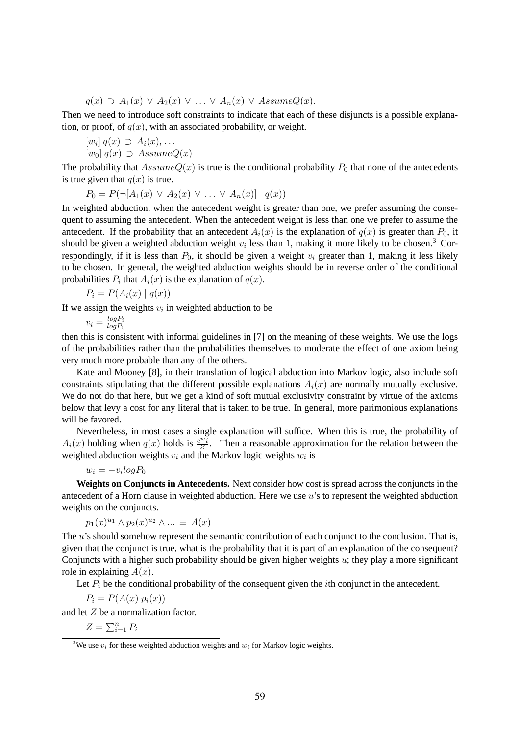$$q(x) \supset A_1(x) \vee A_2(x) \vee \ldots \vee A_n(x) \vee AssumeQ(x).$$

Then we need to introduce soft constraints to indicate that each of these disjuncts is a possible explanation, or proof, of $q(x)$, with an associated probability, or weight.

$$[w_i]\ q(x) \supset A_i(x), \ldots$$
$$[w_0]\ q(x) \supset AssumeQ(x)$$

The probability that $AssumeQ(x)$ is true is the conditional probability $P_0$ that none of the antecedents is true given that $q(x)$ is true.

$$P_0 = P(\neg[A_1(x) \vee A_2(x) \vee \ldots \vee A_n(x)] \mid q(x))$$

In weighted abduction, when the antecedent weight is greater than one, we prefer assuming the consequent to assuming the antecedent. When the antecedent weight is less than one we prefer to assume the antecedent. If the probability that an antecedent $A_i(x)$ is the explanation of $q(x)$ is greater than $P_0$, it should be given a weighted abduction weight $v_i$ less than 1, making it more likely to be chosen.[3] Correspondingly, if it is less than $P_0$, it should be given a weight $v_i$ greater than 1, making it less likely to be chosen. In general, the weighted abduction weights should be in reverse order of the conditional probabilities $P_i$ that $A_i(x)$ is the explanation of $q(x)$.

$$P_i = P(A_i(x) \mid q(x))$$

If we assign the weights $v_i$ in weighted abduction to be

$$v_i = \frac{log P_i}{log P_0}$$

then this is consistent with informal guidelines in [7] on the meaning of these weights. We use the logs of the probabilities rather than the probabilities themselves to moderate the effect of one axiom being very much more probable than any of the others.

Kate and Mooney [8], in their translation of logical abduction into Markov logic, also include soft constraints stipulating that the different possible explanations $A_i(x)$ are normally mutually exclusive. We do not do that here, but we get a kind of soft mutual exclusivity constraint by virtue of the axioms below that levy a cost for any literal that is taken to be true. In general, more parimonious explanations will be favored.

Nevertheless, in most cases a single explanation will suffice. When this is true, the probability of $A_i(x)$ holding when $q(x)$ holds is $\frac{e^{w_i}}{Z}$. Then a reasonable approximation for the relation between the weighted abduction weights $v_i$ and the Markov logic weights $w_i$ is

$$w_i = -v_i log P_0$$

**Weights on Conjuncts in Antecedents.** Next consider how cost is spread across the conjuncts in the antecedent of a Horn clause in weighted abduction. Here we use $u$'s to represent the weighted abduction weights on the conjuncts.

$$p_1(x)^{u_1} \wedge p_2(x)^{u_2} \wedge \ldots \equiv A(x)$$

The $u$'s should somehow represent the semantic contribution of each conjunct to the conclusion. That is, given that the conjunct is true, what is the probability that it is part of an explanation of the consequent? Conjuncts with a higher such probability should be given higher weights $u$; they play a more significant role in explaining $A(x)$.

Let $P_i$ be the conditional probability of the consequent given the $i$th conjunct in the antecedent.

$$P_i = P(A(x) | p_i(x))$$

and let $Z$ be a normalization factor.

$$Z = \sum_{i=1}^{n} P_i$$

[3] We use $v_i$ for these weighted abduction weights and $w_i$ for Markov logic weights.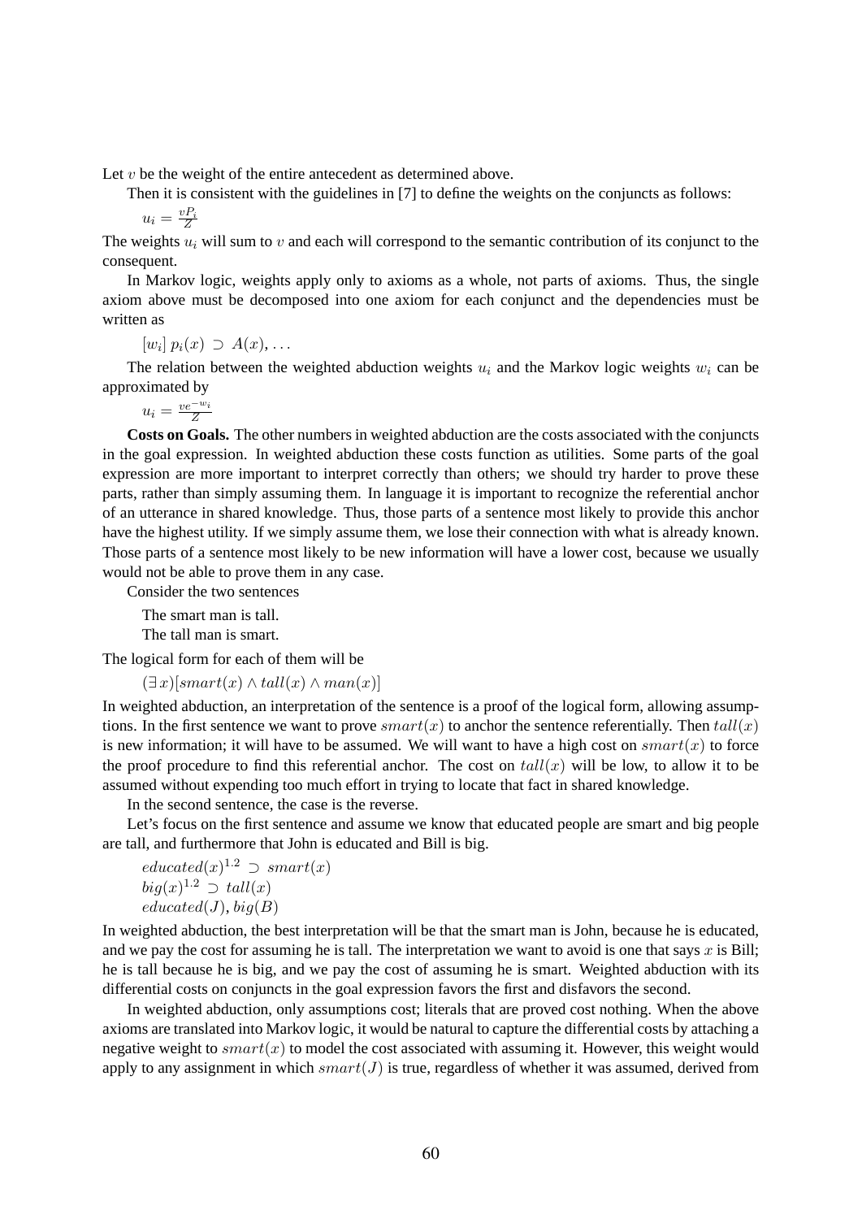Let $v$ be the weight of the entire antecedent as determined above.

Then it is consistent with the guidelines in [7] to define the weights on the conjuncts as follows:

$u_i = \frac{vP_i}{Z}$

The weights $u_i$ will sum to $v$ and each will correspond to the semantic contribution of its conjunct to the consequent.

In Markov logic, weights apply only to axioms as a whole, not parts of axioms. Thus, the single axiom above must be decomposed into one axiom for each conjunct and the dependencies must be written as

$[w_i]\, p_i(x) \supset A(x), \ldots$

The relation between the weighted abduction weights $u_i$ and the Markov logic weights $w_i$ can be approximated by

$u_i = \frac{ve^{-w_i}}{Z}$

**Costs on Goals.** The other numbers in weighted abduction are the costs associated with the conjuncts in the goal expression. In weighted abduction these costs function as utilities. Some parts of the goal expression are more important to interpret correctly than others; we should try harder to prove these parts, rather than simply assuming them. In language it is important to recognize the referential anchor of an utterance in shared knowledge. Thus, those parts of a sentence most likely to provide this anchor have the highest utility. If we simply assume them, we lose their connection with what is already known. Those parts of a sentence most likely to be new information will have a lower cost, because we usually would not be able to prove them in any case.

Consider the two sentences

The smart man is tall.
The tall man is smart.

The logical form for each of them will be

$(\exists\, x)[smart(x) \wedge tall(x) \wedge man(x)]$

In weighted abduction, an interpretation of the sentence is a proof of the logical form, allowing assumptions. In the first sentence we want to prove $smart(x)$ to anchor the sentence referentially. Then $tall(x)$ is new information; it will have to be assumed. We will want to have a high cost on $smart(x)$ to force the proof procedure to find this referential anchor. The cost on $tall(x)$ will be low, to allow it to be assumed without expending too much effort in trying to locate that fact in shared knowledge.

In the second sentence, the case is the reverse.

Let's focus on the first sentence and assume we know that educated people are smart and big people are tall, and furthermore that John is educated and Bill is big.

$educated(x)^{1.2} \supset smart(x)$
$big(x)^{1.2} \supset tall(x)$
$educated(J), big(B)$

In weighted abduction, the best interpretation will be that the smart man is John, because he is educated, and we pay the cost for assuming he is tall. The interpretation we want to avoid is one that says $x$ is Bill; he is tall because he is big, and we pay the cost of assuming he is smart. Weighted abduction with its differential costs on conjuncts in the goal expression favors the first and disfavors the second.

In weighted abduction, only assumptions cost; literals that are proved cost nothing. When the above axioms are translated into Markov logic, it would be natural to capture the differential costs by attaching a negative weight to $smart(x)$ to model the cost associated with assuming it. However, this weight would apply to any assignment in which $smart(J)$ is true, regardless of whether it was assumed, derived from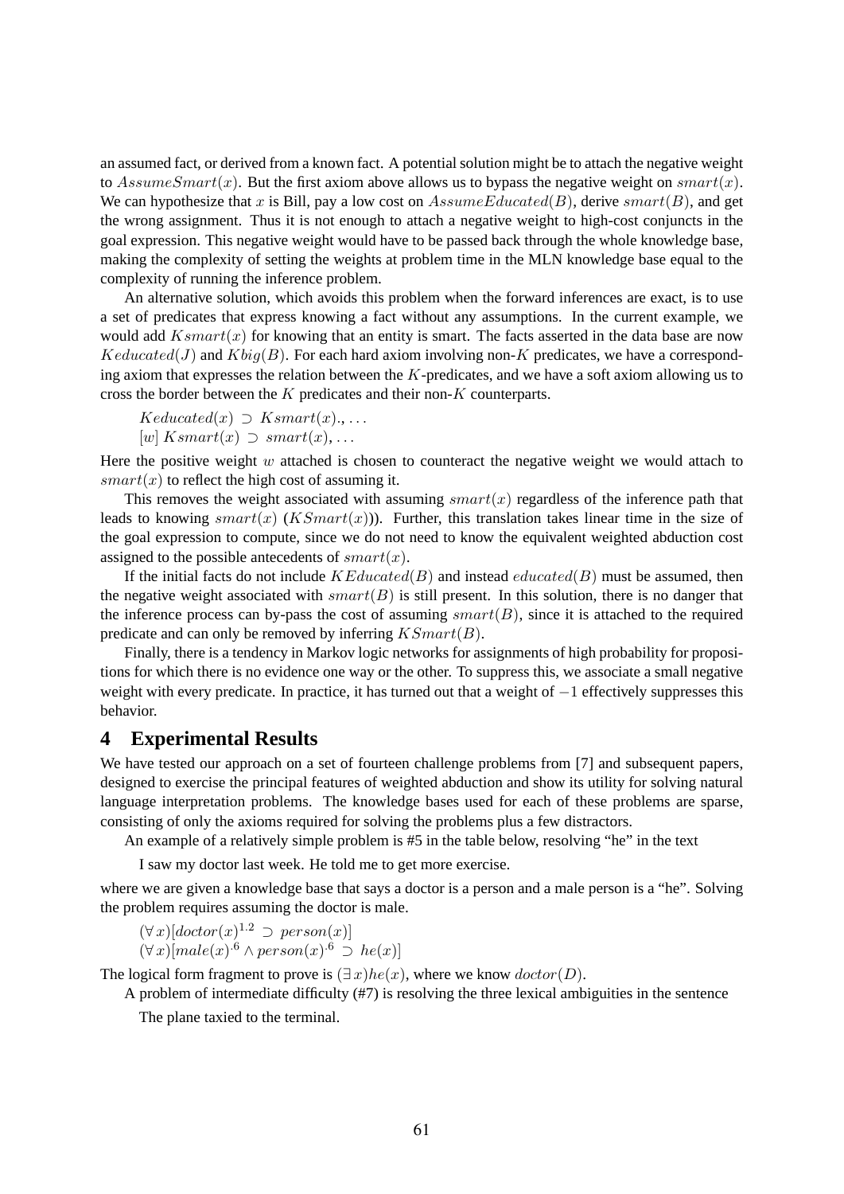an assumed fact, or derived from a known fact. A potential solution might be to attach the negative weight to $AssumeSmart(x)$. But the first axiom above allows us to bypass the negative weight on $smart(x)$. We can hypothesize that $x$ is Bill, pay a low cost on $AssumeEducated(B)$, derive $smart(B)$, and get the wrong assignment. Thus it is not enough to attach a negative weight to high-cost conjuncts in the goal expression. This negative weight would have to be passed back through the whole knowledge base, making the complexity of setting the weights at problem time in the MLN knowledge base equal to the complexity of running the inference problem.

An alternative solution, which avoids this problem when the forward inferences are exact, is to use a set of predicates that express knowing a fact without any assumptions. In the current example, we would add $Ksmart(x)$ for knowing that an entity is smart. The facts asserted in the data base are now $Keducated(J)$ and $Kbig(B)$. For each hard axiom involving non-$K$ predicates, we have a corresponding axiom that expresses the relation between the $K$-predicates, and we have a soft axiom allowing us to cross the border between the $K$ predicates and their non-$K$ counterparts.

$Keducated(x) \supset Ksmart(x)., \ldots$
$[w]\, Ksmart(x) \supset smart(x), \ldots$

Here the positive weight $w$ attached is chosen to counteract the negative weight we would attach to $smart(x)$ to reflect the high cost of assuming it.

This removes the weight associated with assuming $smart(x)$ regardless of the inference path that leads to knowing $smart(x)$ ($KSmart(x)$)). Further, this translation takes linear time in the size of the goal expression to compute, since we do not need to know the equivalent weighted abduction cost assigned to the possible antecedents of $smart(x)$.

If the initial facts do not include $KEducated(B)$ and instead $educated(B)$ must be assumed, then the negative weight associated with $smart(B)$ is still present. In this solution, there is no danger that the inference process can by-pass the cost of assuming $smart(B)$, since it is attached to the required predicate and can only be removed by inferring $KSmart(B)$.

Finally, there is a tendency in Markov logic networks for assignments of high probability for propositions for which there is no evidence one way or the other. To suppress this, we associate a small negative weight with every predicate. In practice, it has turned out that a weight of $-1$ effectively suppresses this behavior.

## 4 Experimental Results

We have tested our approach on a set of fourteen challenge problems from [7] and subsequent papers, designed to exercise the principal features of weighted abduction and show its utility for solving natural language interpretation problems. The knowledge bases used for each of these problems are sparse, consisting of only the axioms required for solving the problems plus a few distractors.

An example of a relatively simple problem is #5 in the table below, resolving "he" in the text

I saw my doctor last week. He told me to get more exercise.

where we are given a knowledge base that says a doctor is a person and a male person is a "he". Solving the problem requires assuming the doctor is male.

$(\forall\, x)[doctor(x)^{1.2} \supset person(x)]$
$(\forall\, x)[male(x)^{.6} \wedge person(x)^{.6} \supset he(x)]$

The logical form fragment to prove is $(\exists\, x)he(x)$, where we know $doctor(D)$.

A problem of intermediate difficulty (#7) is resolving the three lexical ambiguities in the sentence

The plane taxied to the terminal.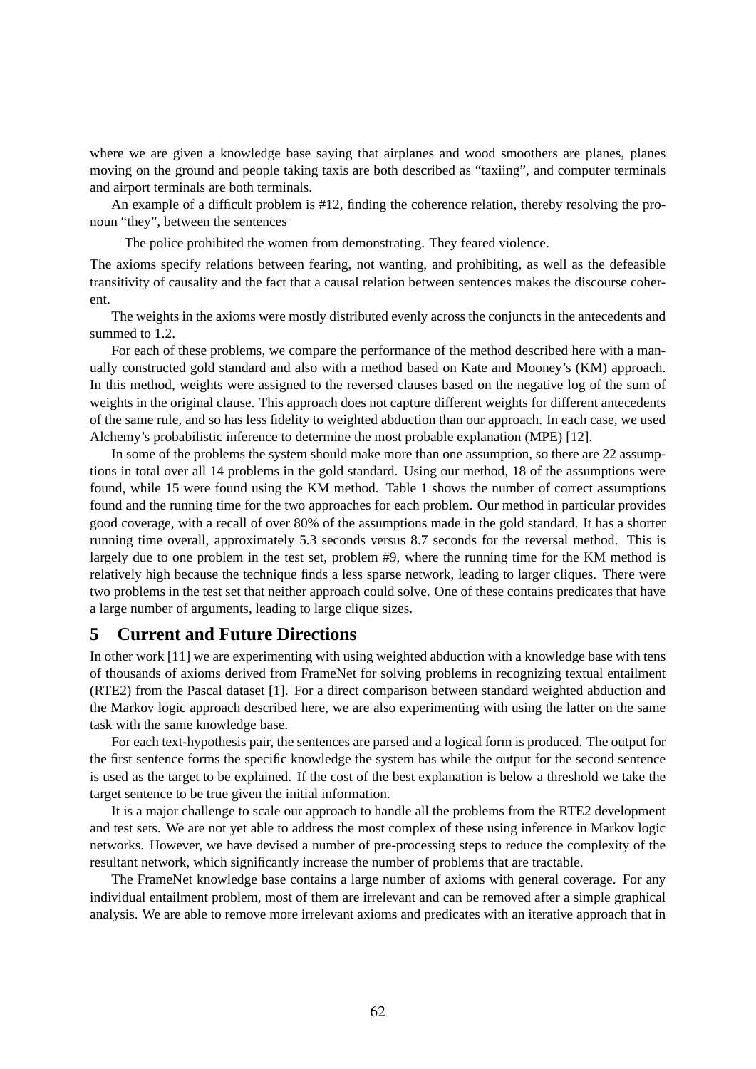where we are given a knowledge base saying that airplanes and wood smoothers are planes, planes moving on the ground and people taking taxis are both described as "taxiing", and computer terminals and airport terminals are both terminals.

An example of a difficult problem is #12, finding the coherence relation, thereby resolving the pronoun "they", between the sentences

> The police prohibited the women from demonstrating. They feared violence.

The axioms specify relations between fearing, not wanting, and prohibiting, as well as the defeasible transitivity of causality and the fact that a causal relation between sentences makes the discourse coherent.

The weights in the axioms were mostly distributed evenly across the conjuncts in the antecedents and summed to 1.2.

For each of these problems, we compare the performance of the method described here with a manually constructed gold standard and also with a method based on Kate and Mooney's (KM) approach. In this method, weights were assigned to the reversed clauses based on the negative log of the sum of weights in the original clause. This approach does not capture different weights for different antecedents of the same rule, and so has less fidelity to weighted abduction than our approach. In each case, we used Alchemy's probabilistic inference to determine the most probable explanation (MPE) [12].

In some of the problems the system should make more than one assumption, so there are 22 assumptions in total over all 14 problems in the gold standard. Using our method, 18 of the assumptions were found, while 15 were found using the KM method. Table 1 shows the number of correct assumptions found and the running time for the two approaches for each problem. Our method in particular provides good coverage, with a recall of over 80% of the assumptions made in the gold standard. It has a shorter running time overall, approximately 5.3 seconds versus 8.7 seconds for the reversal method. This is largely due to one problem in the test set, problem #9, where the running time for the KM method is relatively high because the technique finds a less sparse network, leading to larger cliques. There were two problems in the test set that neither approach could solve. One of these contains predicates that have a large number of arguments, leading to large clique sizes.

# 5 Current and Future Directions

In other work [11] we are experimenting with using weighted abduction with a knowledge base with tens of thousands of axioms derived from FrameNet for solving problems in recognizing textual entailment (RTE2) from the Pascal dataset [1]. For a direct comparison between standard weighted abduction and the Markov logic approach described here, we are also experimenting with using the latter on the same task with the same knowledge base.

For each text-hypothesis pair, the sentences are parsed and a logical form is produced. The output for the first sentence forms the specific knowledge the system has while the output for the second sentence is used as the target to be explained. If the cost of the best explanation is below a threshold we take the target sentence to be true given the initial information.

It is a major challenge to scale our approach to handle all the problems from the RTE2 development and test sets. We are not yet able to address the most complex of these using inference in Markov logic networks. However, we have devised a number of pre-processing steps to reduce the complexity of the resultant network, which significantly increase the number of problems that are tractable.

The FrameNet knowledge base contains a large number of axioms with general coverage. For any individual entailment problem, most of them are irrelevant and can be removed after a simple graphical analysis. We are able to remove more irrelevant axioms and predicates with an iterative approach that in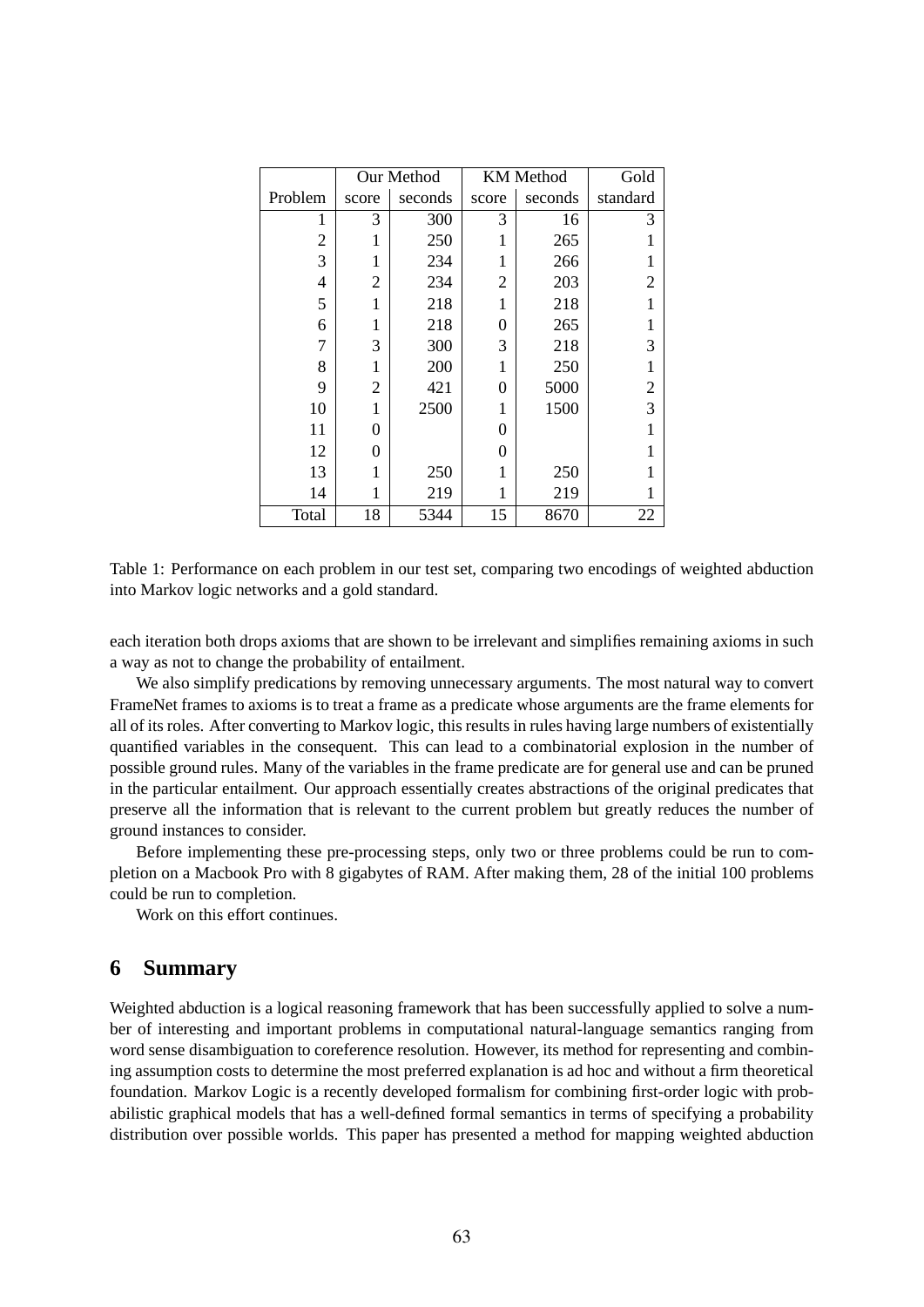| | Our Method | | KM Method | | Gold |
|---|---|---|---|---|---|
| Problem | score | seconds | score | seconds | standard |
| 1 | 3 | 300 | 3 | 16 | 3 |
| 2 | 1 | 250 | 1 | 265 | 1 |
| 3 | 1 | 234 | 1 | 266 | 1 |
| 4 | 2 | 234 | 2 | 203 | 2 |
| 5 | 1 | 218 | 1 | 218 | 1 |
| 6 | 1 | 218 | 0 | 265 | 1 |
| 7 | 3 | 300 | 3 | 218 | 3 |
| 8 | 1 | 200 | 1 | 250 | 1 |
| 9 | 2 | 421 | 0 | 5000 | 2 |
| 10 | 1 | 2500 | 1 | 1500 | 3 |
| 11 | 0 | | 0 | | 1 |
| 12 | 0 | | 0 | | 1 |
| 13 | 1 | 250 | 1 | 250 | 1 |
| 14 | 1 | 219 | 1 | 219 | 1 |
| Total | 18 | 5344 | 15 | 8670 | 22 |

Table 1: Performance on each problem in our test set, comparing two encodings of weighted abduction into Markov logic networks and a gold standard.

each iteration both drops axioms that are shown to be irrelevant and simplifies remaining axioms in such a way as not to change the probability of entailment.

We also simplify predications by removing unnecessary arguments. The most natural way to convert FrameNet frames to axioms is to treat a frame as a predicate whose arguments are the frame elements for all of its roles. After converting to Markov logic, this results in rules having large numbers of existentially quantified variables in the consequent. This can lead to a combinatorial explosion in the number of possible ground rules. Many of the variables in the frame predicate are for general use and can be pruned in the particular entailment. Our approach essentially creates abstractions of the original predicates that preserve all the information that is relevant to the current problem but greatly reduces the number of ground instances to consider.

Before implementing these pre-processing steps, only two or three problems could be run to completion on a Macbook Pro with 8 gigabytes of RAM. After making them, 28 of the initial 100 problems could be run to completion.

Work on this effort continues.

## 6 Summary

Weighted abduction is a logical reasoning framework that has been successfully applied to solve a number of interesting and important problems in computational natural-language semantics ranging from word sense disambiguation to coreference resolution. However, its method for representing and combining assumption costs to determine the most preferred explanation is ad hoc and without a firm theoretical foundation. Markov Logic is a recently developed formalism for combining first-order logic with probabilistic graphical models that has a well-defined formal semantics in terms of specifying a probability distribution over possible worlds. This paper has presented a method for mapping weighted abduction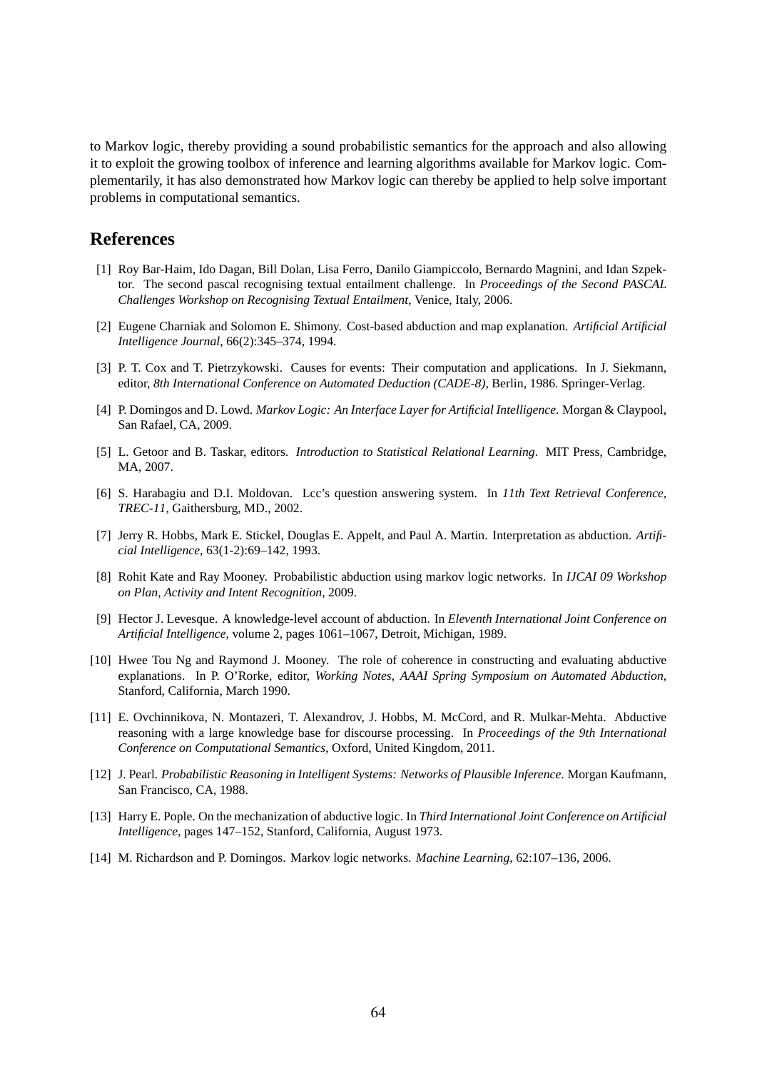to Markov logic, thereby providing a sound probabilistic semantics for the approach and also allowing it to exploit the growing toolbox of inference and learning algorithms available for Markov logic. Complementarily, it has also demonstrated how Markov logic can thereby be applied to help solve important problems in computational semantics.

## References

[1] Roy Bar-Haim, Ido Dagan, Bill Dolan, Lisa Ferro, Danilo Giampiccolo, Bernardo Magnini, and Idan Szpektor. The second pascal recognising textual entailment challenge. In *Proceedings of the Second PASCAL Challenges Workshop on Recognising Textual Entailment*, Venice, Italy, 2006.

[2] Eugene Charniak and Solomon E. Shimony. Cost-based abduction and map explanation. *Artificial Artificial Intelligence Journal*, 66(2):345–374, 1994.

[3] P. T. Cox and T. Pietrzykowski. Causes for events: Their computation and applications. In J. Siekmann, editor, *8th International Conference on Automated Deduction (CADE-8)*, Berlin, 1986. Springer-Verlag.

[4] P. Domingos and D. Lowd. *Markov Logic: An Interface Layer for Artificial Intelligence*. Morgan & Claypool, San Rafael, CA, 2009.

[5] L. Getoor and B. Taskar, editors. *Introduction to Statistical Relational Learning*. MIT Press, Cambridge, MA, 2007.

[6] S. Harabagiu and D.I. Moldovan. Lcc's question answering system. In *11th Text Retrieval Conference, TREC-11*, Gaithersburg, MD., 2002.

[7] Jerry R. Hobbs, Mark E. Stickel, Douglas E. Appelt, and Paul A. Martin. Interpretation as abduction. *Artificial Intelligence*, 63(1-2):69–142, 1993.

[8] Rohit Kate and Ray Mooney. Probabilistic abduction using markov logic networks. In *IJCAI 09 Workshop on Plan, Activity and Intent Recognition*, 2009.

[9] Hector J. Levesque. A knowledge-level account of abduction. In *Eleventh International Joint Conference on Artificial Intelligence*, volume 2, pages 1061–1067, Detroit, Michigan, 1989.

[10] Hwee Tou Ng and Raymond J. Mooney. The role of coherence in constructing and evaluating abductive explanations. In P. O'Rorke, editor, *Working Notes, AAAI Spring Symposium on Automated Abduction*, Stanford, California, March 1990.

[11] E. Ovchinnikova, N. Montazeri, T. Alexandrov, J. Hobbs, M. McCord, and R. Mulkar-Mehta. Abductive reasoning with a large knowledge base for discourse processing. In *Proceedings of the 9th International Conference on Computational Semantics*, Oxford, United Kingdom, 2011.

[12] J. Pearl. *Probabilistic Reasoning in Intelligent Systems: Networks of Plausible Inference*. Morgan Kaufmann, San Francisco, CA, 1988.

[13] Harry E. Pople. On the mechanization of abductive logic. In *Third International Joint Conference on Artificial Intelligence*, pages 147–152, Stanford, California, August 1973.

[14] M. Richardson and P. Domingos. Markov logic networks. *Machine Learning*, 62:107–136, 2006.